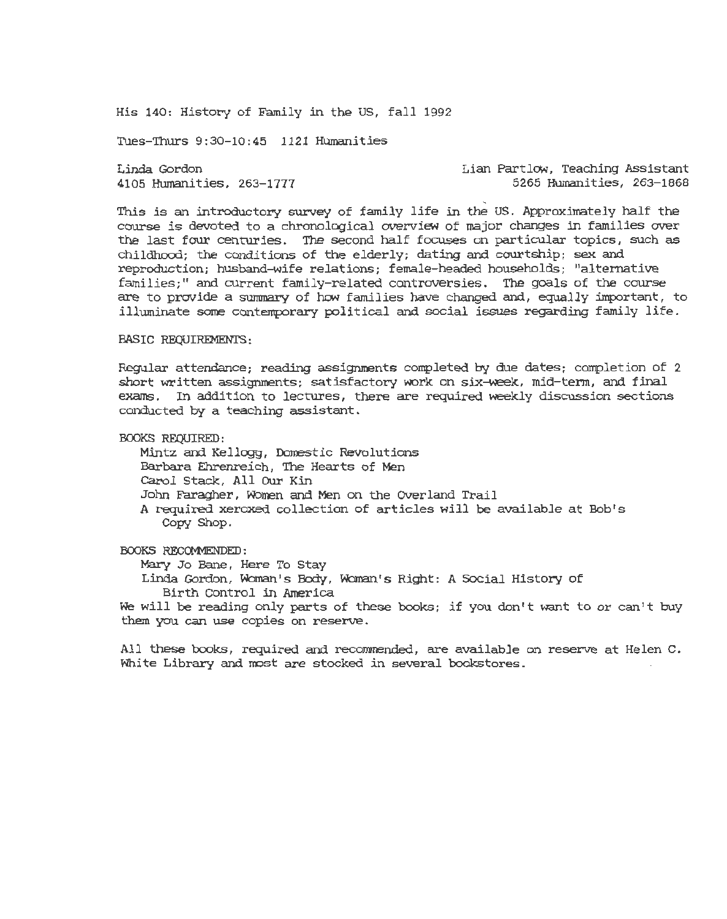His 140: History of Family in the US, fall 1992

Tues-Thurs 9:30-10:45 1121 Humanities

Linda Gordon
4105 Humanities, 263-1777

Lian Partlow, Teaching Assistant
5265 Humanities, 263-1868

This is an introductory survey of family life in the US. Approximately half the course is devoted to a chronological overview of major changes in families over the last four centuries. The second half focuses on particular topics, such as childhood; the conditions of the elderly; dating and courtship; sex and reproduction; husband-wife relations; female-headed households; "alternative families;" and current family-related controversies. The goals of the course are to provide a summary of how families have changed and, equally important, to illuminate some contemporary political and social issues regarding family life.

BASIC REQUIREMENTS:

Regular attendance; reading assignments completed by due dates; completion of 2 short written assignments; satisfactory work on six-week, mid-term, and final exams. In addition to lectures, there are required weekly discussion sections conducted by a teaching assistant.

BOOKS REQUIRED:

- Mintz and Kellogg, Domestic Revolutions
- Barbara Ehrenreich, The Hearts of Men
- Carol Stack, All Our Kin
- John Faragher, Women and Men on the Overland Trail
- A required xeroxed collection of articles will be available at Bob's Copy Shop.

BOOKS RECOMMENDED:

- Mary Jo Bane, Here To Stay
- Linda Gordon, Woman's Body, Woman's Right: A Social History of Birth Control in America

We will be reading only parts of these books; if you don't want to or can't buy them you can use copies on reserve.

All these books, required and recommended, are available on reserve at Helen C. White Library and most are stocked in several bookstores.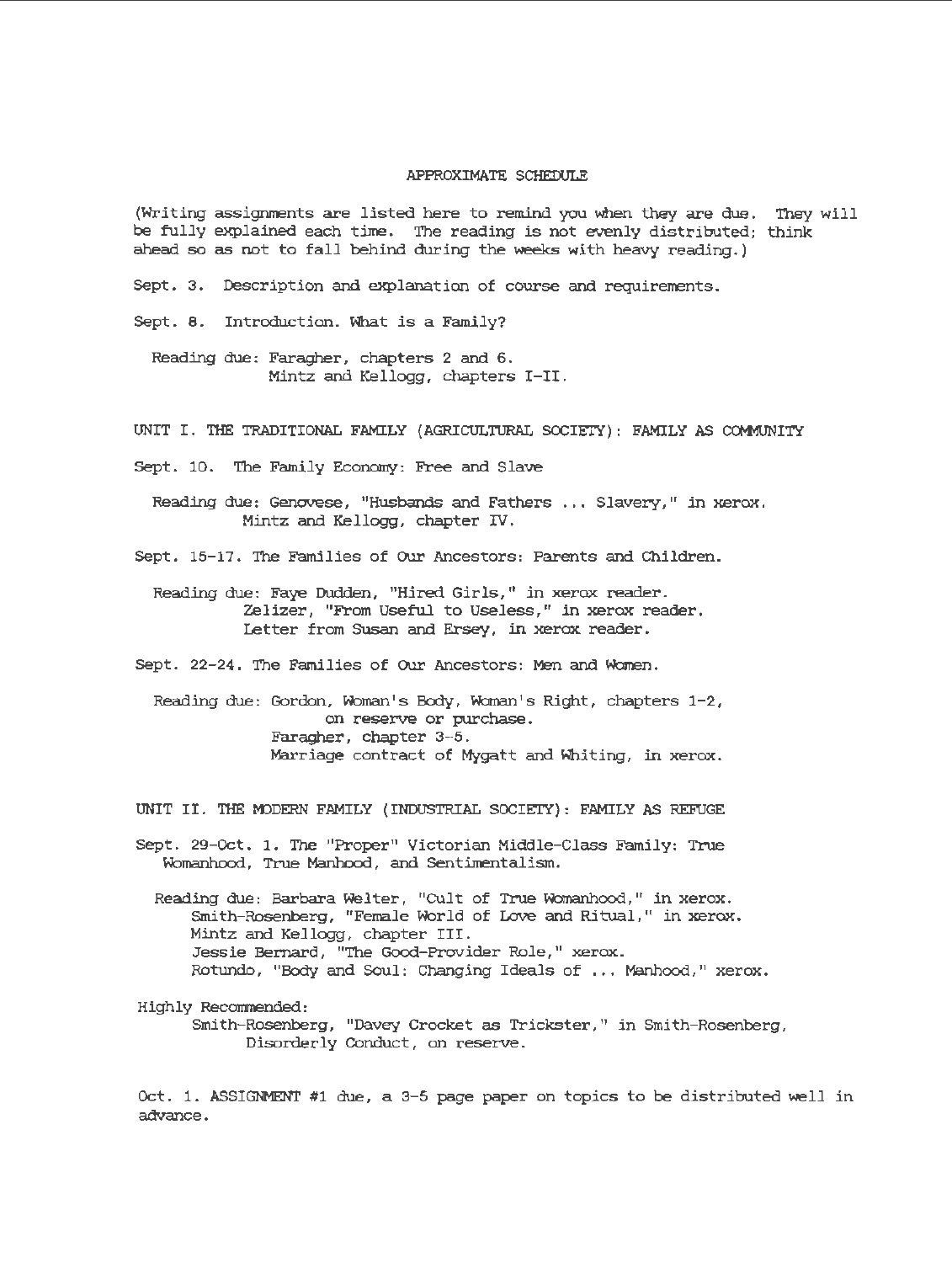## APPROXIMATE SCHEDULE

(Writing assignments are listed here to remind you when they are due. They will be fully explained each time. The reading is not evenly distributed; think ahead so as not to fall behind during the weeks with heavy reading.)

Sept. 3. Description and explanation of course and requirements.

Sept. 8. Introduction. What is a Family?

Reading due: Faragher, chapters 2 and 6.
Mintz and Kellogg, chapters I-II.

### UNIT I. THE TRADITIONAL FAMILY (AGRICULTURAL SOCIETY): FAMILY AS COMMUNITY

Sept. 10. The Family Economy: Free and Slave

Reading due: Genovese, "Husbands and Fathers ... Slavery," in xerox.
Mintz and Kellogg, chapter IV.

Sept. 15-17. The Families of Our Ancestors: Parents and Children.

Reading due: Faye Dudden, "Hired Girls," in xerox reader.
Zelizer, "From Useful to Useless," in xerox reader.
Letter from Susan and Ersey, in xerox reader.

Sept. 22-24. The Families of Our Ancestors: Men and Women.

Reading due: Gordon, Woman's Body, Woman's Right, chapters 1-2, on reserve or purchase.
Faragher, chapter 3-5.
Marriage contract of Mygatt and Whiting, in xerox.

### UNIT II. THE MODERN FAMILY (INDUSTRIAL SOCIETY): FAMILY AS REFUGE

Sept. 29-Oct. 1. The "Proper" Victorian Middle-Class Family: True Womanhood, True Manhood, and Sentimentalism.

Reading due: Barbara Welter, "Cult of True Womanhood," in xerox.
Smith-Rosenberg, "Female World of Love and Ritual," in xerox.
Mintz and Kellogg, chapter III.
Jessie Bernard, "The Good-Provider Role," xerox.
Rotundo, "Body and Soul: Changing Ideals of ... Manhood," xerox.

Highly Recommended:
Smith-Rosenberg, "Davey Crocket as Trickster," in Smith-Rosenberg, Disorderly Conduct, on reserve.

Oct. 1. ASSIGNMENT #1 due, a 3-5 page paper on topics to be distributed well in advance.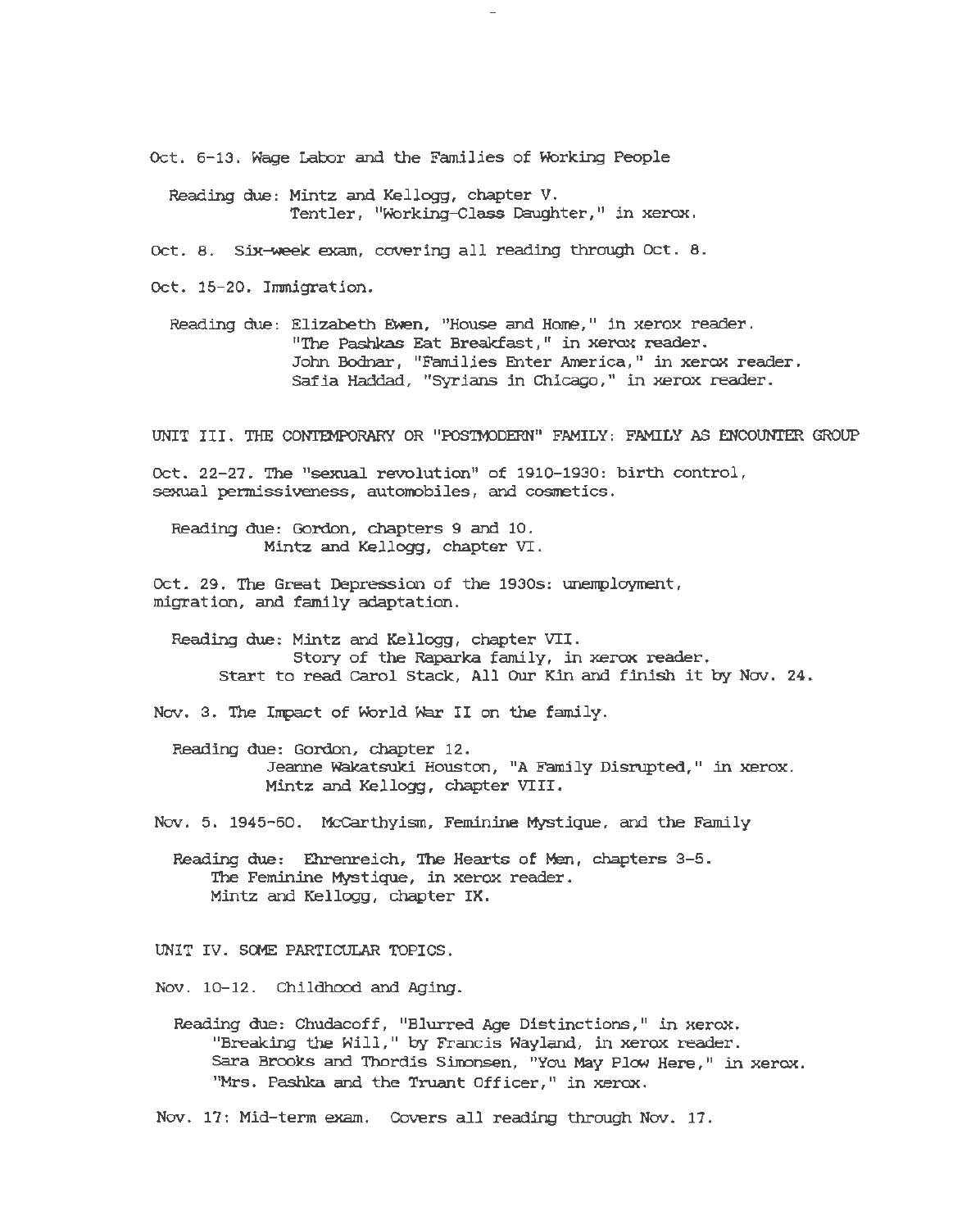Oct. 6-13. Wage Labor and the Families of Working People

Reading due: Mintz and Kellogg, chapter V.
Tentler, "Working-Class Daughter," in xerox.

Oct. 8. Six-week exam, covering all reading through Oct. 8.

Oct. 15-20. Immigration.

Reading due: Elizabeth Ewen, "House and Home," in xerox reader.
"The Pashkas Eat Breakfast," in xerox reader.
John Bodnar, "Families Enter America," in xerox reader.
Safia Haddad, "Syrians in Chicago," in xerox reader.

UNIT III. THE CONTEMPORARY OR "POSTMODERN" FAMILY: FAMILY AS ENCOUNTER GROUP

Oct. 22-27. The "sexual revolution" of 1910-1930: birth control, sexual permissiveness, automobiles, and cosmetics.

Reading due: Gordon, chapters 9 and 10.
Mintz and Kellogg, chapter VI.

Oct. 29. The Great Depression of the 1930s: unemployment, migration, and family adaptation.

Reading due: Mintz and Kellogg, chapter VII.
Story of the Raparka family, in xerox reader.
Start to read Carol Stack, All Our Kin and finish it by Nov. 24.

Nov. 3. The Impact of World War II on the family.

Reading due: Gordon, chapter 12.
Jeanne Wakatsuki Houston, "A Family Disrupted," in xerox.
Mintz and Kellogg, chapter VIII.

Nov. 5. 1945-60. McCarthyism, Feminine Mystique, and the Family

Reading due: Ehrenreich, The Hearts of Men, chapters 3-5.
The Feminine Mystique, in xerox reader.
Mintz and Kellogg, chapter IX.

UNIT IV. SOME PARTICULAR TOPICS.

Nov. 10-12. Childhood and Aging.

Reading due: Chudacoff, "Blurred Age Distinctions," in xerox.
"Breaking the Will," by Francis Wayland, in xerox reader.
Sara Brooks and Thordis Simonsen, "You May Plow Here," in xerox.
"Mrs. Pashka and the Truant Officer," in xerox.

Nov. 17: Mid-term exam. Covers all reading through Nov. 17.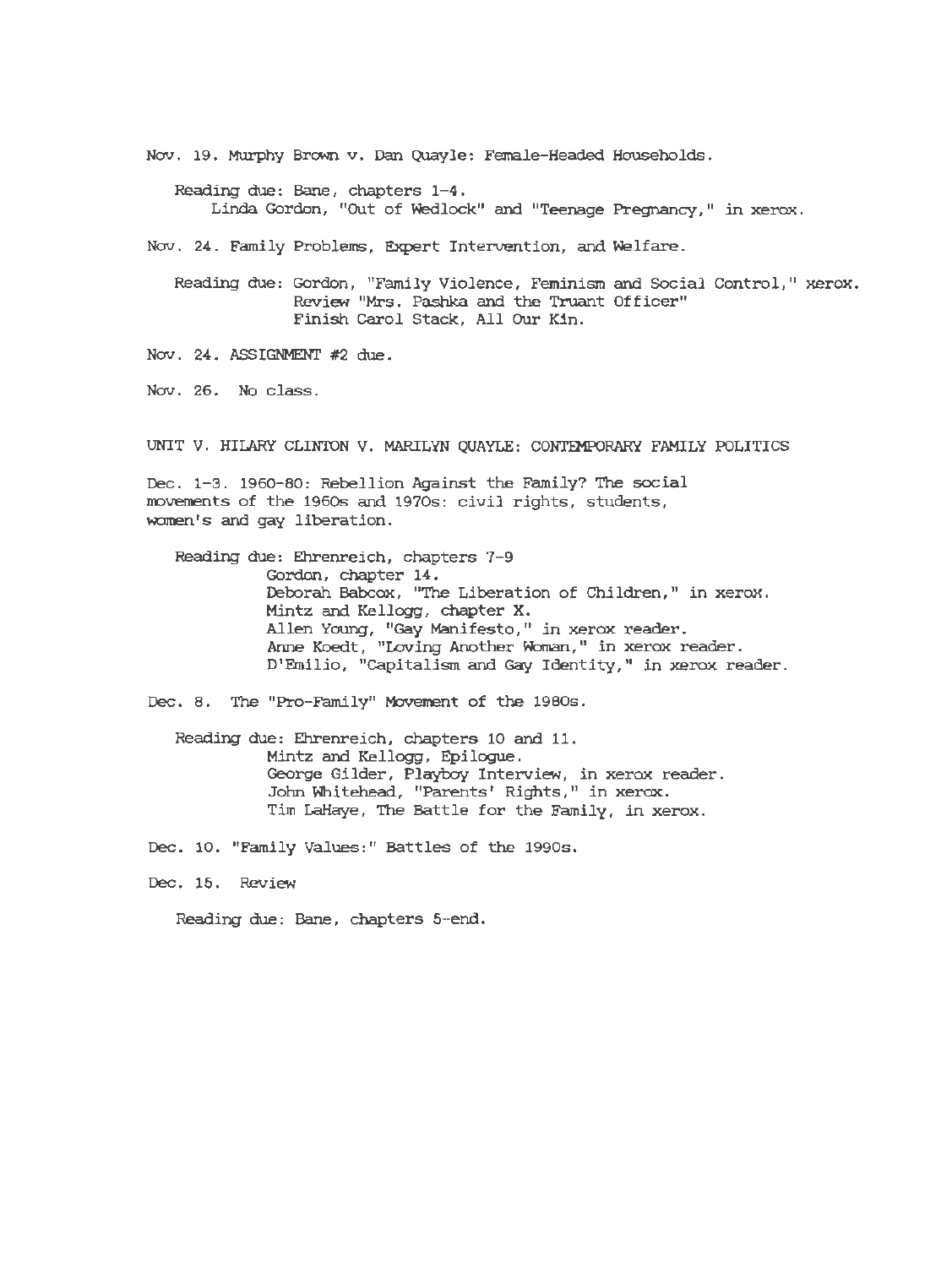Nov. 19. Murphy Brown v. Dan Quayle: Female-Headed Households.

Reading due: Bane, chapters 1-4.
Linda Gordon, "Out of Wedlock" and "Teenage Pregnancy," in xerox.

Nov. 24. Family Problems, Expert Intervention, and Welfare.

Reading due: Gordon, "Family Violence, Feminism and Social Control," xerox.
Review "Mrs. Pashka and the Truant Officer"
Finish Carol Stack, All Our Kin.

Nov. 24. ASSIGNMENT #2 due.

Nov. 26. No class.

UNIT V. HILARY CLINTON V. MARILYN QUAYLE: CONTEMPORARY FAMILY POLITICS

Dec. 1-3. 1960-80: Rebellion Against the Family? The social movements of the 1960s and 1970s: civil rights, students, women's and gay liberation.

Reading due: Ehrenreich, chapters 7-9
Gordon, chapter 14.
Deborah Babcox, "The Liberation of Children," in xerox.
Mintz and Kellogg, chapter X.
Allen Young, "Gay Manifesto," in xerox reader.
Anne Koedt, "Loving Another Woman," in xerox reader.
D'Emilio, "Capitalism and Gay Identity," in xerox reader.

Dec. 8. The "Pro-Family" Movement of the 1980s.

Reading due: Ehrenreich, chapters 10 and 11.
Mintz and Kellogg, Epilogue.
George Gilder, Playboy Interview, in xerox reader.
John Whitehead, "Parents' Rights," in xerox.
Tim LaHaye, The Battle for the Family, in xerox.

Dec. 10. "Family Values:" Battles of the 1990s.

Dec. 15. Review

Reading due: Bane, chapters 5-end.